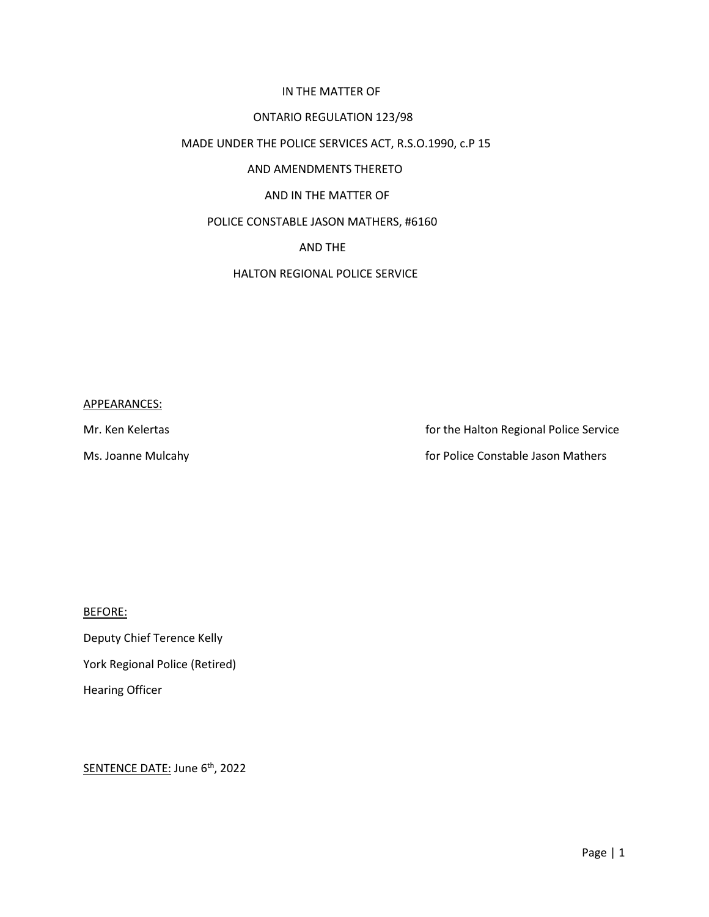IN THE MATTER OF

ONTARIO REGULATION 123/98

MADE UNDER THE POLICE SERVICES ACT, R.S.O.1990, c.P 15

AND AMENDMENTS THERETO

AND IN THE MATTER OF

POLICE CONSTABLE JASON MATHERS, #6160

AND THE

HALTON REGIONAL POLICE SERVICE

<u>APPEARANCES:</u>

Mr. Ken Kelertas — for the Halton Regional Police Service

Ms. Joanne Mulcahy — for Police Constable Jason Mathers

<u>BEFORE:</u>

Deputy Chief Terence Kelly

York Regional Police (Retired)

Hearing Officer

<u>SENTENCE DATE:</u> June 6th, 2022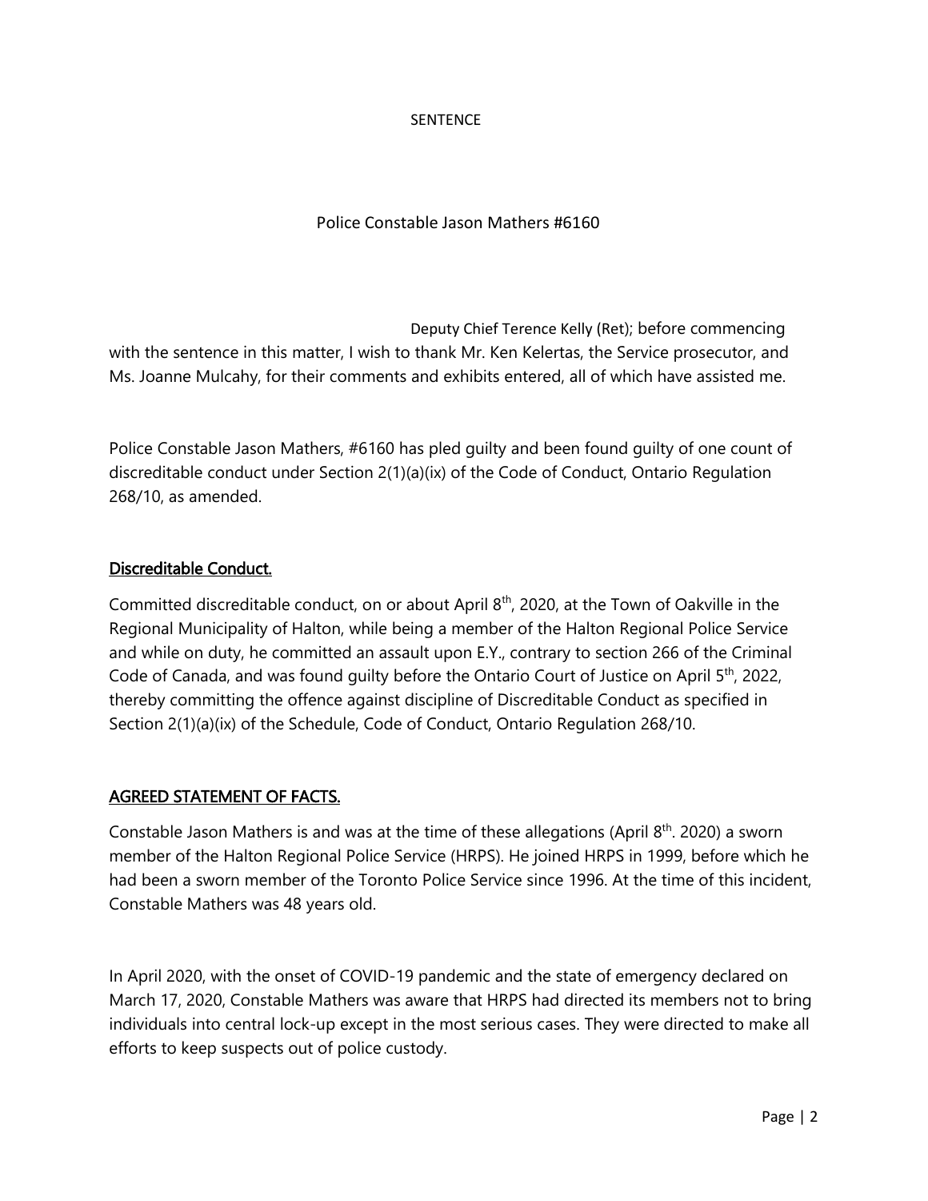SENTENCE

Police Constable Jason Mathers #6160

Deputy Chief Terence Kelly (Ret); before commencing with the sentence in this matter, I wish to thank Mr. Ken Kelertas, the Service prosecutor, and Ms. Joanne Mulcahy, for their comments and exhibits entered, all of which have assisted me.

Police Constable Jason Mathers, #6160 has pled guilty and been found guilty of one count of discreditable conduct under Section 2(1)(a)(ix) of the Code of Conduct, Ontario Regulation 268/10, as amended.

## Discreditable Conduct.

Committed discreditable conduct, on or about April 8th, 2020, at the Town of Oakville in the Regional Municipality of Halton, while being a member of the Halton Regional Police Service and while on duty, he committed an assault upon E.Y., contrary to section 266 of the Criminal Code of Canada, and was found guilty before the Ontario Court of Justice on April 5th, 2022, thereby committing the offence against discipline of Discreditable Conduct as specified in Section 2(1)(a)(ix) of the Schedule, Code of Conduct, Ontario Regulation 268/10.

## AGREED STATEMENT OF FACTS.

Constable Jason Mathers is and was at the time of these allegations (April 8th. 2020) a sworn member of the Halton Regional Police Service (HRPS). He joined HRPS in 1999, before which he had been a sworn member of the Toronto Police Service since 1996. At the time of this incident, Constable Mathers was 48 years old.

In April 2020, with the onset of COVID-19 pandemic and the state of emergency declared on March 17, 2020, Constable Mathers was aware that HRPS had directed its members not to bring individuals into central lock-up except in the most serious cases. They were directed to make all efforts to keep suspects out of police custody.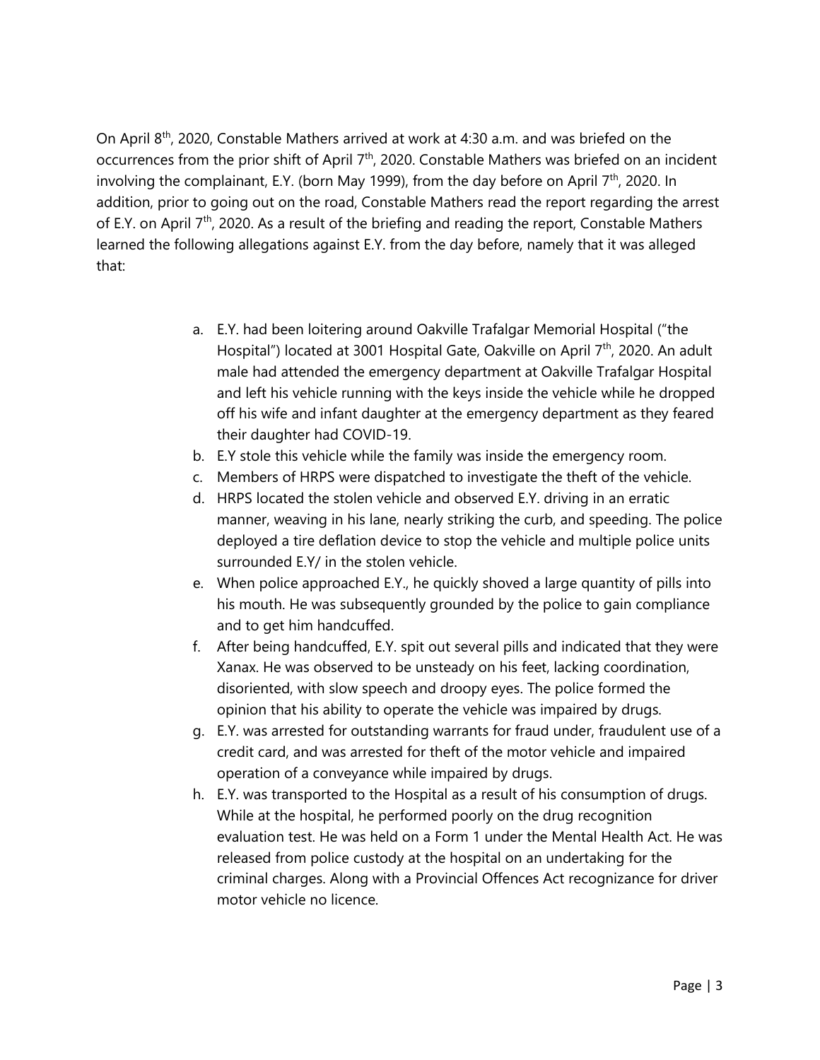On April 8th, 2020, Constable Mathers arrived at work at 4:30 a.m. and was briefed on the occurrences from the prior shift of April 7th, 2020. Constable Mathers was briefed on an incident involving the complainant, E.Y. (born May 1999), from the day before on April 7th, 2020. In addition, prior to going out on the road, Constable Mathers read the report regarding the arrest of E.Y. on April 7th, 2020. As a result of the briefing and reading the report, Constable Mathers learned the following allegations against E.Y. from the day before, namely that it was alleged that:

a. E.Y. had been loitering around Oakville Trafalgar Memorial Hospital ("the Hospital") located at 3001 Hospital Gate, Oakville on April 7th, 2020. An adult male had attended the emergency department at Oakville Trafalgar Hospital and left his vehicle running with the keys inside the vehicle while he dropped off his wife and infant daughter at the emergency department as they feared their daughter had COVID-19.
b. E.Y stole this vehicle while the family was inside the emergency room.
c. Members of HRPS were dispatched to investigate the theft of the vehicle.
d. HRPS located the stolen vehicle and observed E.Y. driving in an erratic manner, weaving in his lane, nearly striking the curb, and speeding. The police deployed a tire deflation device to stop the vehicle and multiple police units surrounded E.Y/ in the stolen vehicle.
e. When police approached E.Y., he quickly shoved a large quantity of pills into his mouth. He was subsequently grounded by the police to gain compliance and to get him handcuffed.
f. After being handcuffed, E.Y. spit out several pills and indicated that they were Xanax. He was observed to be unsteady on his feet, lacking coordination, disoriented, with slow speech and droopy eyes. The police formed the opinion that his ability to operate the vehicle was impaired by drugs.
g. E.Y. was arrested for outstanding warrants for fraud under, fraudulent use of a credit card, and was arrested for theft of the motor vehicle and impaired operation of a conveyance while impaired by drugs.
h. E.Y. was transported to the Hospital as a result of his consumption of drugs. While at the hospital, he performed poorly on the drug recognition evaluation test. He was held on a Form 1 under the Mental Health Act. He was released from police custody at the hospital on an undertaking for the criminal charges. Along with a Provincial Offences Act recognizance for driver motor vehicle no licence.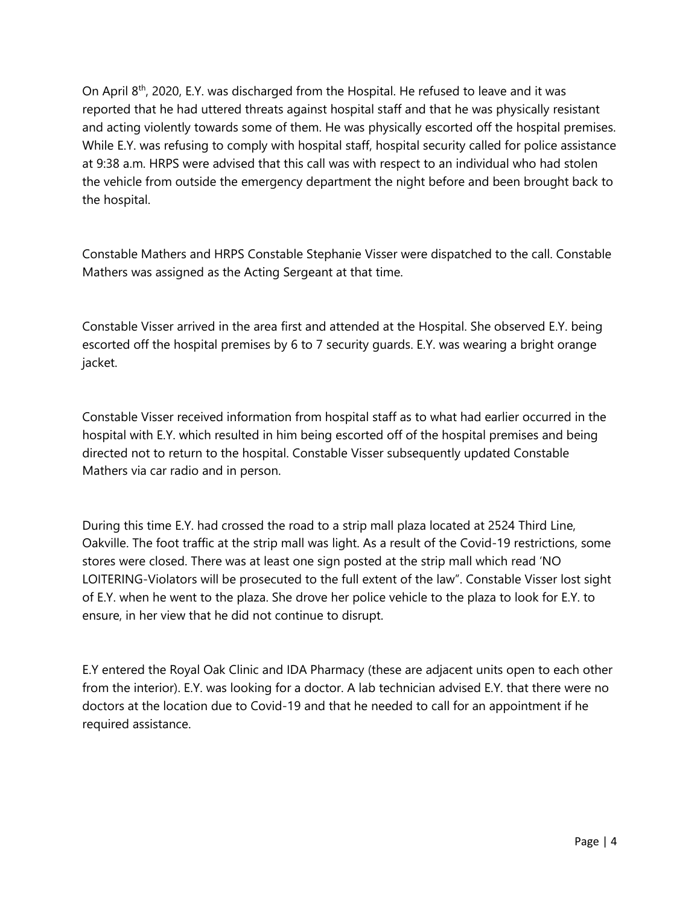On April 8th, 2020, E.Y. was discharged from the Hospital. He refused to leave and it was reported that he had uttered threats against hospital staff and that he was physically resistant and acting violently towards some of them. He was physically escorted off the hospital premises. While E.Y. was refusing to comply with hospital staff, hospital security called for police assistance at 9:38 a.m. HRPS were advised that this call was with respect to an individual who had stolen the vehicle from outside the emergency department the night before and been brought back to the hospital.

Constable Mathers and HRPS Constable Stephanie Visser were dispatched to the call. Constable Mathers was assigned as the Acting Sergeant at that time.

Constable Visser arrived in the area first and attended at the Hospital. She observed E.Y. being escorted off the hospital premises by 6 to 7 security guards. E.Y. was wearing a bright orange jacket.

Constable Visser received information from hospital staff as to what had earlier occurred in the hospital with E.Y. which resulted in him being escorted off of the hospital premises and being directed not to return to the hospital. Constable Visser subsequently updated Constable Mathers via car radio and in person.

During this time E.Y. had crossed the road to a strip mall plaza located at 2524 Third Line, Oakville. The foot traffic at the strip mall was light. As a result of the Covid-19 restrictions, some stores were closed. There was at least one sign posted at the strip mall which read 'NO LOITERING-Violators will be prosecuted to the full extent of the law". Constable Visser lost sight of E.Y. when he went to the plaza. She drove her police vehicle to the plaza to look for E.Y. to ensure, in her view that he did not continue to disrupt.

E.Y entered the Royal Oak Clinic and IDA Pharmacy (these are adjacent units open to each other from the interior). E.Y. was looking for a doctor. A lab technician advised E.Y. that there were no doctors at the location due to Covid-19 and that he needed to call for an appointment if he required assistance.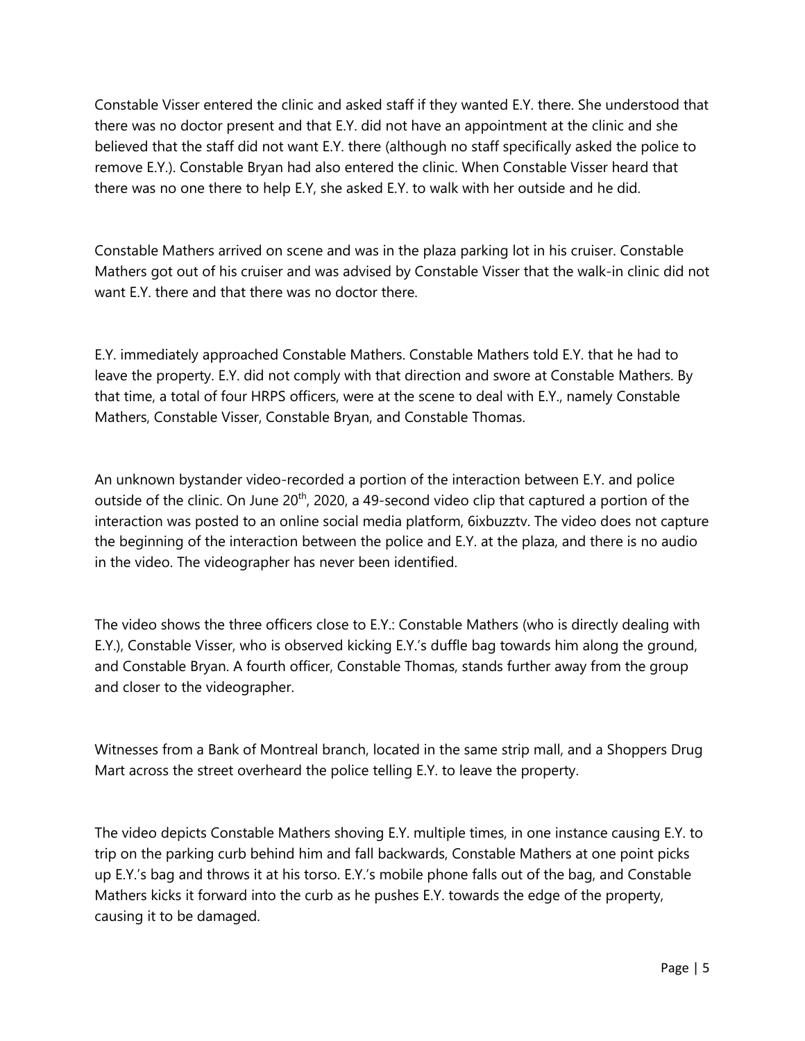Constable Visser entered the clinic and asked staff if they wanted E.Y. there. She understood that there was no doctor present and that E.Y. did not have an appointment at the clinic and she believed that the staff did not want E.Y. there (although no staff specifically asked the police to remove E.Y.). Constable Bryan had also entered the clinic. When Constable Visser heard that there was no one there to help E.Y, she asked E.Y. to walk with her outside and he did.

Constable Mathers arrived on scene and was in the plaza parking lot in his cruiser. Constable Mathers got out of his cruiser and was advised by Constable Visser that the walk-in clinic did not want E.Y. there and that there was no doctor there.

E.Y. immediately approached Constable Mathers. Constable Mathers told E.Y. that he had to leave the property. E.Y. did not comply with that direction and swore at Constable Mathers. By that time, a total of four HRPS officers, were at the scene to deal with E.Y., namely Constable Mathers, Constable Visser, Constable Bryan, and Constable Thomas.

An unknown bystander video-recorded a portion of the interaction between E.Y. and police outside of the clinic. On June 20th, 2020, a 49-second video clip that captured a portion of the interaction was posted to an online social media platform, 6ixbuzztv. The video does not capture the beginning of the interaction between the police and E.Y. at the plaza, and there is no audio in the video. The videographer has never been identified.

The video shows the three officers close to E.Y.: Constable Mathers (who is directly dealing with E.Y.), Constable Visser, who is observed kicking E.Y.'s duffle bag towards him along the ground, and Constable Bryan. A fourth officer, Constable Thomas, stands further away from the group and closer to the videographer.

Witnesses from a Bank of Montreal branch, located in the same strip mall, and a Shoppers Drug Mart across the street overheard the police telling E.Y. to leave the property.

The video depicts Constable Mathers shoving E.Y. multiple times, in one instance causing E.Y. to trip on the parking curb behind him and fall backwards, Constable Mathers at one point picks up E.Y.'s bag and throws it at his torso. E.Y.'s mobile phone falls out of the bag, and Constable Mathers kicks it forward into the curb as he pushes E.Y. towards the edge of the property, causing it to be damaged.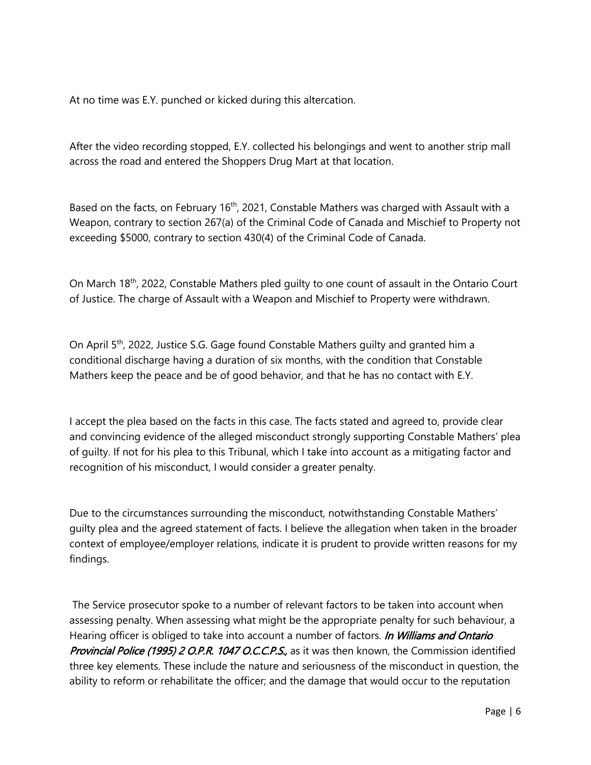At no time was E.Y. punched or kicked during this altercation.

After the video recording stopped, E.Y. collected his belongings and went to another strip mall across the road and entered the Shoppers Drug Mart at that location.

Based on the facts, on February 16th, 2021, Constable Mathers was charged with Assault with a Weapon, contrary to section 267(a) of the Criminal Code of Canada and Mischief to Property not exceeding $5000, contrary to section 430(4) of the Criminal Code of Canada.

On March 18th, 2022, Constable Mathers pled guilty to one count of assault in the Ontario Court of Justice. The charge of Assault with a Weapon and Mischief to Property were withdrawn.

On April 5th, 2022, Justice S.G. Gage found Constable Mathers guilty and granted him a conditional discharge having a duration of six months, with the condition that Constable Mathers keep the peace and be of good behavior, and that he has no contact with E.Y.

I accept the plea based on the facts in this case. The facts stated and agreed to, provide clear and convincing evidence of the alleged misconduct strongly supporting Constable Mathers' plea of guilty. If not for his plea to this Tribunal, which I take into account as a mitigating factor and recognition of his misconduct, I would consider a greater penalty.

Due to the circumstances surrounding the misconduct, notwithstanding Constable Mathers' guilty plea and the agreed statement of facts. I believe the allegation when taken in the broader context of employee/employer relations, indicate it is prudent to provide written reasons for my findings.

The Service prosecutor spoke to a number of relevant factors to be taken into account when assessing penalty. When assessing what might be the appropriate penalty for such behaviour, a Hearing officer is obliged to take into account a number of factors. ***In Williams and Ontario Provincial Police (1995) 2 O.P.R. 1047 O.C.C.P.S.,*** as it was then known, the Commission identified three key elements. These include the nature and seriousness of the misconduct in question, the ability to reform or rehabilitate the officer; and the damage that would occur to the reputation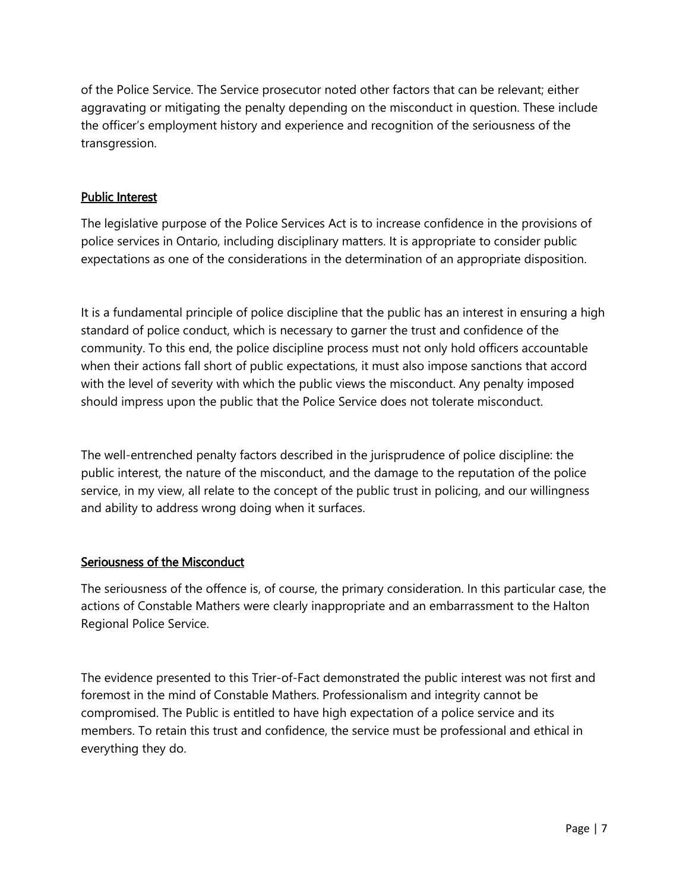of the Police Service. The Service prosecutor noted other factors that can be relevant; either aggravating or mitigating the penalty depending on the misconduct in question. These include the officer's employment history and experience and recognition of the seriousness of the transgression.

## Public Interest

The legislative purpose of the Police Services Act is to increase confidence in the provisions of police services in Ontario, including disciplinary matters. It is appropriate to consider public expectations as one of the considerations in the determination of an appropriate disposition.

It is a fundamental principle of police discipline that the public has an interest in ensuring a high standard of police conduct, which is necessary to garner the trust and confidence of the community. To this end, the police discipline process must not only hold officers accountable when their actions fall short of public expectations, it must also impose sanctions that accord with the level of severity with which the public views the misconduct. Any penalty imposed should impress upon the public that the Police Service does not tolerate misconduct.

The well-entrenched penalty factors described in the jurisprudence of police discipline: the public interest, the nature of the misconduct, and the damage to the reputation of the police service, in my view, all relate to the concept of the public trust in policing, and our willingness and ability to address wrong doing when it surfaces.

## Seriousness of the Misconduct

The seriousness of the offence is, of course, the primary consideration. In this particular case, the actions of Constable Mathers were clearly inappropriate and an embarrassment to the Halton Regional Police Service.

The evidence presented to this Trier-of-Fact demonstrated the public interest was not first and foremost in the mind of Constable Mathers. Professionalism and integrity cannot be compromised. The Public is entitled to have high expectation of a police service and its members. To retain this trust and confidence, the service must be professional and ethical in everything they do.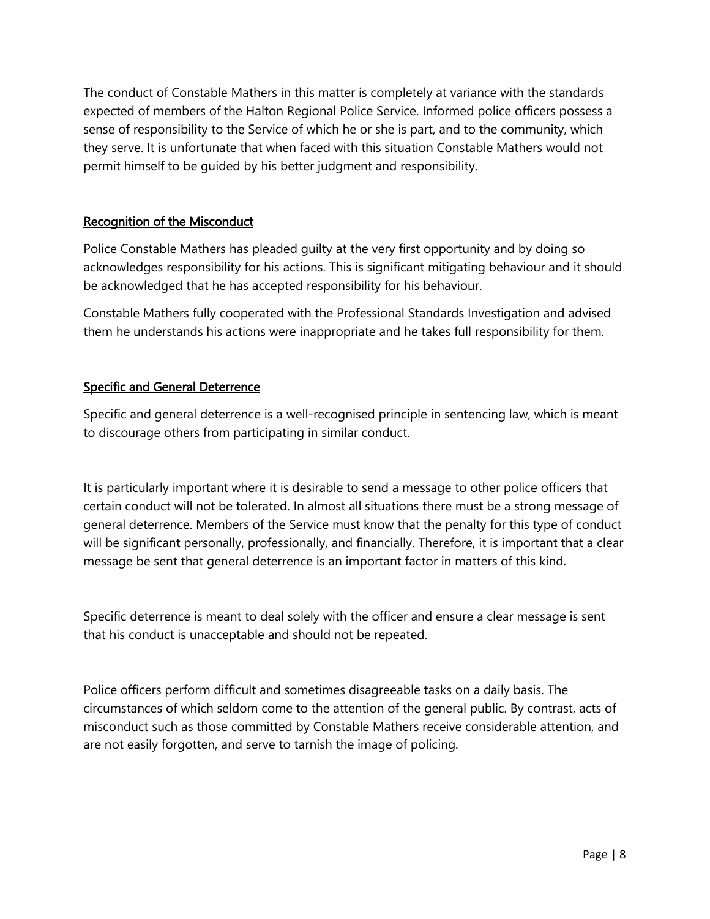The conduct of Constable Mathers in this matter is completely at variance with the standards expected of members of the Halton Regional Police Service. Informed police officers possess a sense of responsibility to the Service of which he or she is part, and to the community, which they serve. It is unfortunate that when faced with this situation Constable Mathers would not permit himself to be guided by his better judgment and responsibility.

## Recognition of the Misconduct

Police Constable Mathers has pleaded guilty at the very first opportunity and by doing so acknowledges responsibility for his actions. This is significant mitigating behaviour and it should be acknowledged that he has accepted responsibility for his behaviour.

Constable Mathers fully cooperated with the Professional Standards Investigation and advised them he understands his actions were inappropriate and he takes full responsibility for them.

## Specific and General Deterrence

Specific and general deterrence is a well-recognised principle in sentencing law, which is meant to discourage others from participating in similar conduct.

It is particularly important where it is desirable to send a message to other police officers that certain conduct will not be tolerated. In almost all situations there must be a strong message of general deterrence. Members of the Service must know that the penalty for this type of conduct will be significant personally, professionally, and financially. Therefore, it is important that a clear message be sent that general deterrence is an important factor in matters of this kind.

Specific deterrence is meant to deal solely with the officer and ensure a clear message is sent that his conduct is unacceptable and should not be repeated.

Police officers perform difficult and sometimes disagreeable tasks on a daily basis. The circumstances of which seldom come to the attention of the general public. By contrast, acts of misconduct such as those committed by Constable Mathers receive considerable attention, and are not easily forgotten, and serve to tarnish the image of policing.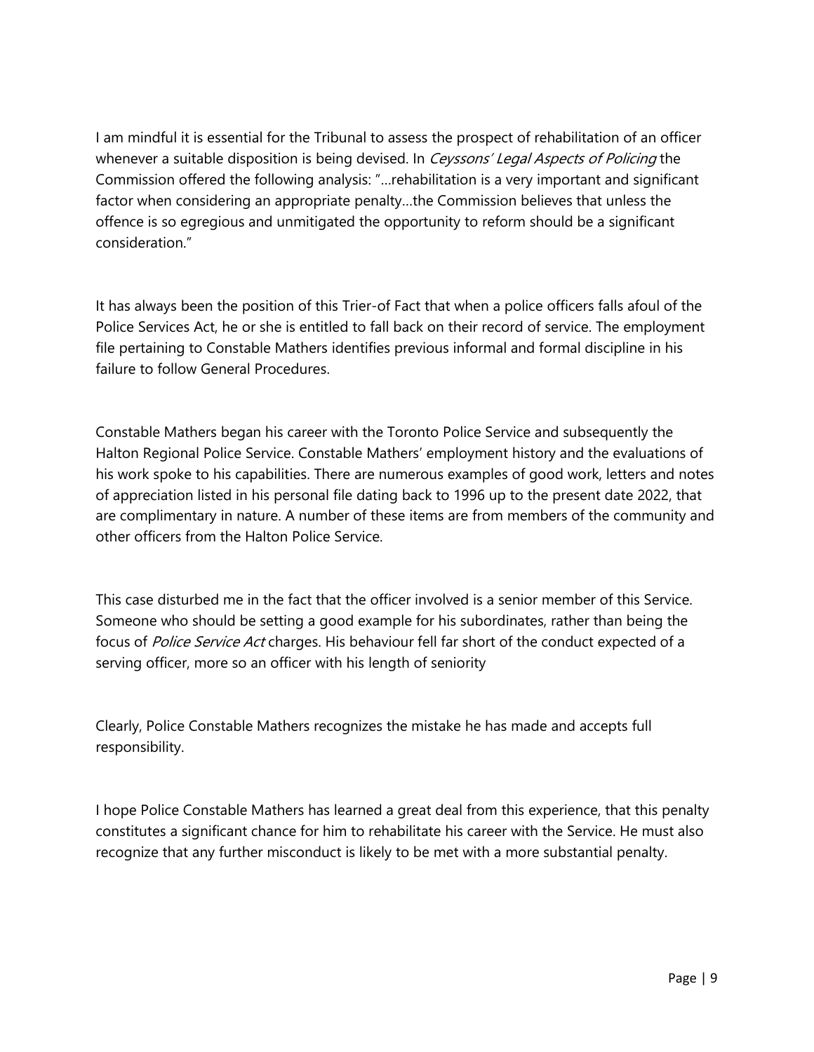I am mindful it is essential for the Tribunal to assess the prospect of rehabilitation of an officer whenever a suitable disposition is being devised. In *Ceyssons' Legal Aspects of Policing* the Commission offered the following analysis: "…rehabilitation is a very important and significant factor when considering an appropriate penalty…the Commission believes that unless the offence is so egregious and unmitigated the opportunity to reform should be a significant consideration."

It has always been the position of this Trier-of Fact that when a police officers falls afoul of the Police Services Act, he or she is entitled to fall back on their record of service. The employment file pertaining to Constable Mathers identifies previous informal and formal discipline in his failure to follow General Procedures.

Constable Mathers began his career with the Toronto Police Service and subsequently the Halton Regional Police Service. Constable Mathers' employment history and the evaluations of his work spoke to his capabilities. There are numerous examples of good work, letters and notes of appreciation listed in his personal file dating back to 1996 up to the present date 2022, that are complimentary in nature. A number of these items are from members of the community and other officers from the Halton Police Service.

This case disturbed me in the fact that the officer involved is a senior member of this Service. Someone who should be setting a good example for his subordinates, rather than being the focus of *Police Service Act* charges. His behaviour fell far short of the conduct expected of a serving officer, more so an officer with his length of seniority

Clearly, Police Constable Mathers recognizes the mistake he has made and accepts full responsibility.

I hope Police Constable Mathers has learned a great deal from this experience, that this penalty constitutes a significant chance for him to rehabilitate his career with the Service. He must also recognize that any further misconduct is likely to be met with a more substantial penalty.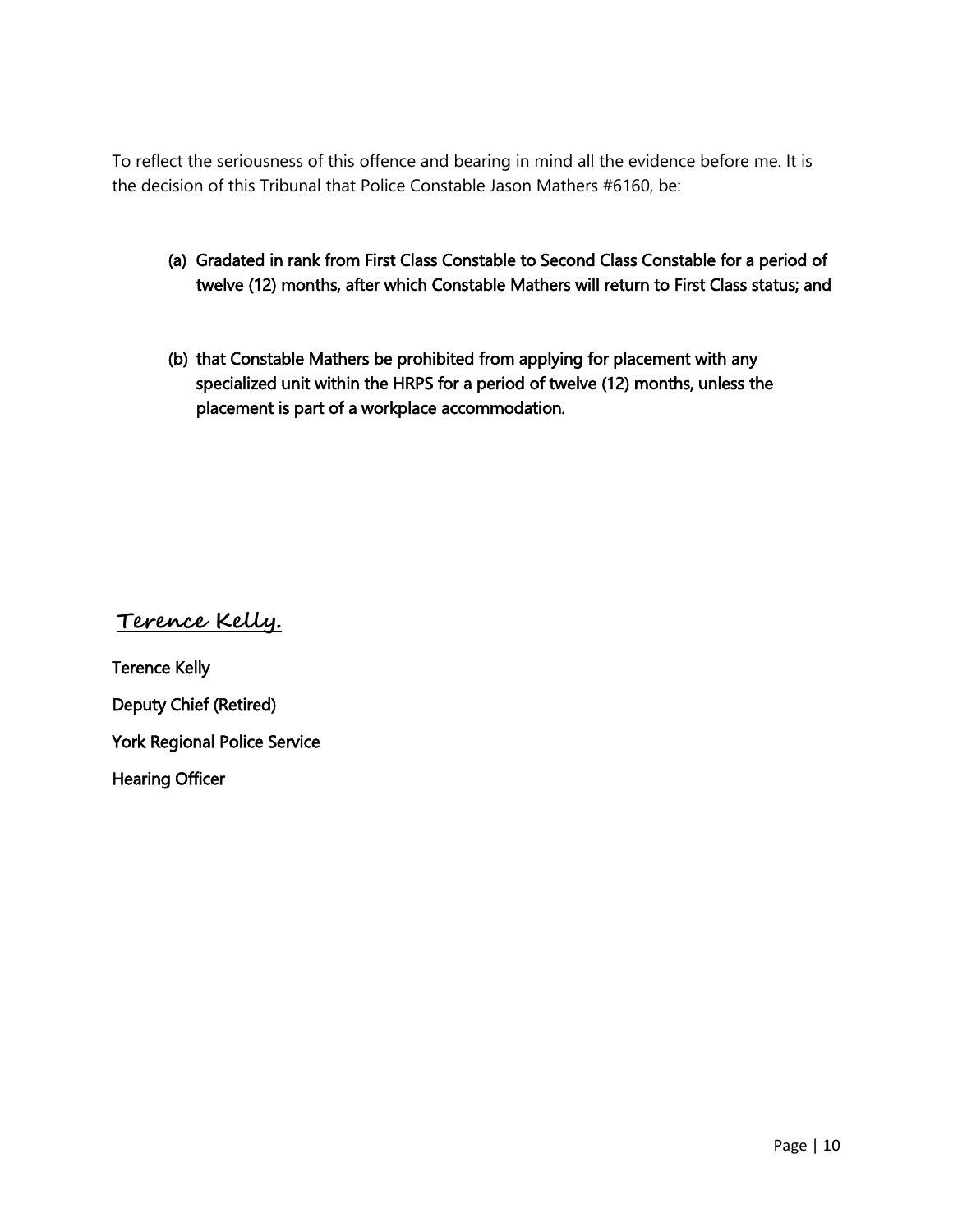To reflect the seriousness of this offence and bearing in mind all the evidence before me. It is the decision of this Tribunal that Police Constable Jason Mathers #6160, be:

(a) Gradated in rank from First Class Constable to Second Class Constable for a period of twelve (12) months, after which Constable Mathers will return to First Class status; and

(b) that Constable Mathers be prohibited from applying for placement with any specialized unit within the HRPS for a period of twelve (12) months, unless the placement is part of a workplace accommodation.

Terence Kelly.

Terence Kelly

Deputy Chief (Retired)

York Regional Police Service

Hearing Officer